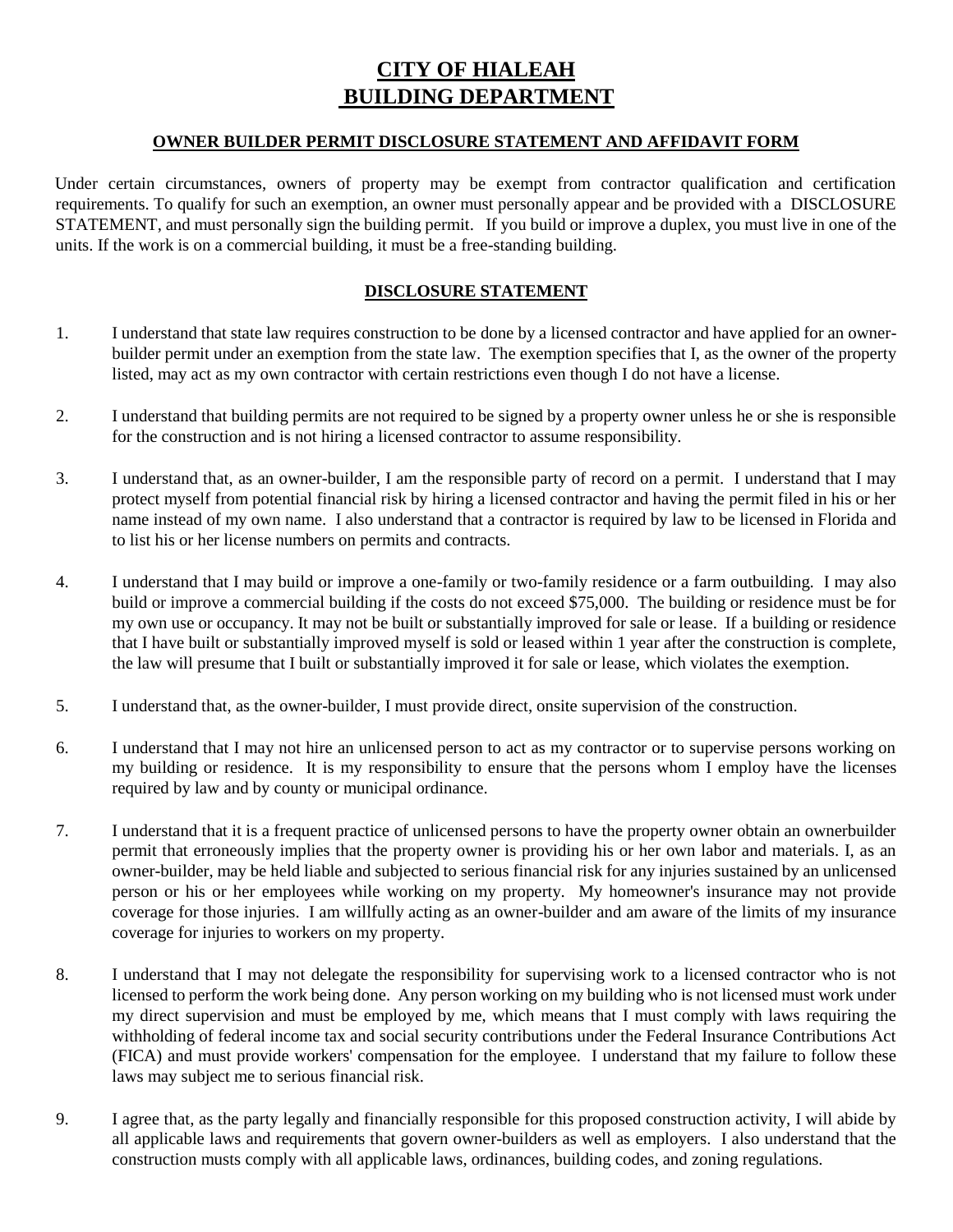# CITY OF HIALEAH
# BUILDING DEPARTMENT

### OWNER BUILDER PERMIT DISCLOSURE STATEMENT AND AFFIDAVIT FORM

Under certain circumstances, owners of property may be exempt from contractor qualification and certification requirements. To qualify for such an exemption, an owner must personally appear and be provided with a DISCLOSURE STATEMENT, and must personally sign the building permit. If you build or improve a duplex, you must live in one of the units. If the work is on a commercial building, it must be a free-standing building.

### DISCLOSURE STATEMENT

1. I understand that state law requires construction to be done by a licensed contractor and have applied for an owner-builder permit under an exemption from the state law. The exemption specifies that I, as the owner of the property listed, may act as my own contractor with certain restrictions even though I do not have a license.

2. I understand that building permits are not required to be signed by a property owner unless he or she is responsible for the construction and is not hiring a licensed contractor to assume responsibility.

3. I understand that, as an owner-builder, I am the responsible party of record on a permit. I understand that I may protect myself from potential financial risk by hiring a licensed contractor and having the permit filed in his or her name instead of my own name. I also understand that a contractor is required by law to be licensed in Florida and to list his or her license numbers on permits and contracts.

4. I understand that I may build or improve a one-family or two-family residence or a farm outbuilding. I may also build or improve a commercial building if the costs do not exceed $75,000. The building or residence must be for my own use or occupancy. It may not be built or substantially improved for sale or lease. If a building or residence that I have built or substantially improved myself is sold or leased within 1 year after the construction is complete, the law will presume that I built or substantially improved it for sale or lease, which violates the exemption.

5. I understand that, as the owner-builder, I must provide direct, onsite supervision of the construction.

6. I understand that I may not hire an unlicensed person to act as my contractor or to supervise persons working on my building or residence. It is my responsibility to ensure that the persons whom I employ have the licenses required by law and by county or municipal ordinance.

7. I understand that it is a frequent practice of unlicensed persons to have the property owner obtain an ownerbuilder permit that erroneously implies that the property owner is providing his or her own labor and materials. I, as an owner-builder, may be held liable and subjected to serious financial risk for any injuries sustained by an unlicensed person or his or her employees while working on my property. My homeowner's insurance may not provide coverage for those injuries. I am willfully acting as an owner-builder and am aware of the limits of my insurance coverage for injuries to workers on my property.

8. I understand that I may not delegate the responsibility for supervising work to a licensed contractor who is not licensed to perform the work being done. Any person working on my building who is not licensed must work under my direct supervision and must be employed by me, which means that I must comply with laws requiring the withholding of federal income tax and social security contributions under the Federal Insurance Contributions Act (FICA) and must provide workers' compensation for the employee. I understand that my failure to follow these laws may subject me to serious financial risk.

9. I agree that, as the party legally and financially responsible for this proposed construction activity, I will abide by all applicable laws and requirements that govern owner-builders as well as employers. I also understand that the construction musts comply with all applicable laws, ordinances, building codes, and zoning regulations.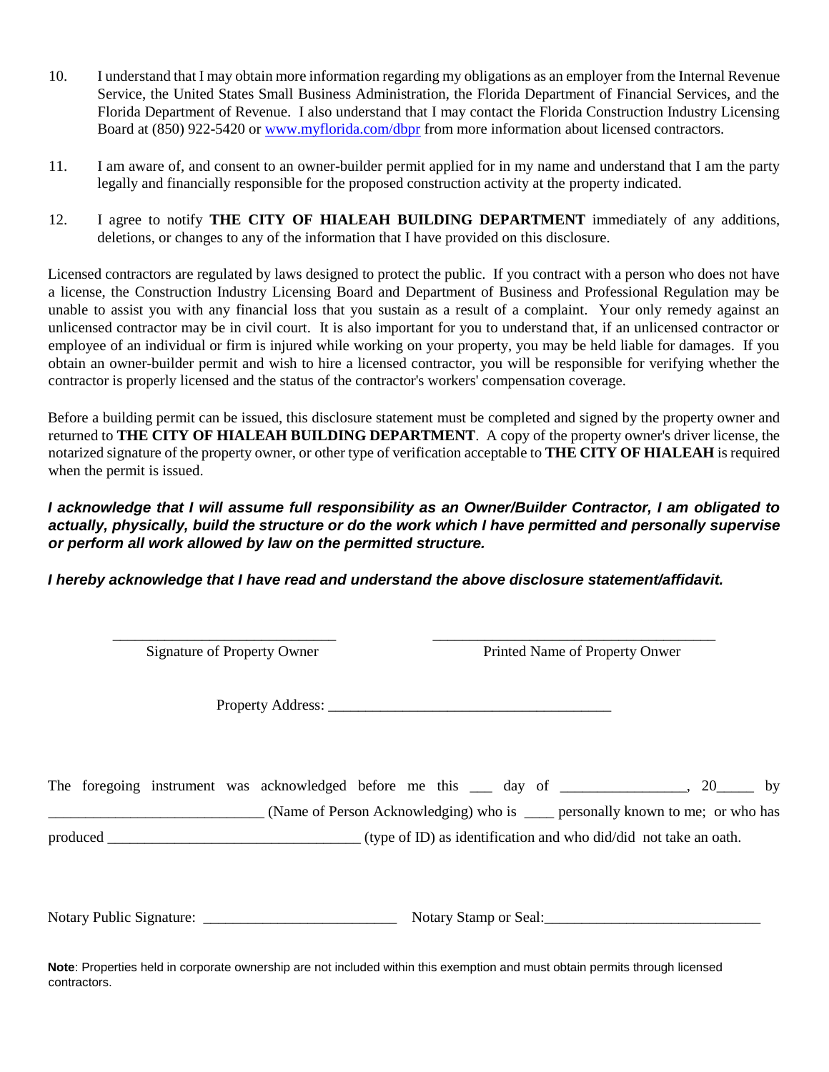10. I understand that I may obtain more information regarding my obligations as an employer from the Internal Revenue Service, the United States Small Business Administration, the Florida Department of Financial Services, and the Florida Department of Revenue. I also understand that I may contact the Florida Construction Industry Licensing Board at (850) 922-5420 or www.myflorida.com/dbpr from more information about licensed contractors.

11. I am aware of, and consent to an owner-builder permit applied for in my name and understand that I am the party legally and financially responsible for the proposed construction activity at the property indicated.

12. I agree to notify **THE CITY OF HIALEAH BUILDING DEPARTMENT** immediately of any additions, deletions, or changes to any of the information that I have provided on this disclosure.

Licensed contractors are regulated by laws designed to protect the public. If you contract with a person who does not have a license, the Construction Industry Licensing Board and Department of Business and Professional Regulation may be unable to assist you with any financial loss that you sustain as a result of a complaint. Your only remedy against an unlicensed contractor may be in civil court. It is also important for you to understand that, if an unlicensed contractor or employee of an individual or firm is injured while working on your property, you may be held liable for damages. If you obtain an owner-builder permit and wish to hire a licensed contractor, you will be responsible for verifying whether the contractor is properly licensed and the status of the contractor's workers' compensation coverage.

Before a building permit can be issued, this disclosure statement must be completed and signed by the property owner and returned to **THE CITY OF HIALEAH BUILDING DEPARTMENT**. A copy of the property owner's driver license, the notarized signature of the property owner, or other type of verification acceptable to **THE CITY OF HIALEAH** is required when the permit is issued.

***I acknowledge that I will assume full responsibility as an Owner/Builder Contractor, I am obligated to actually, physically, build the structure or do the work which I have permitted and personally supervise or perform all work allowed by law on the permitted structure.***

***I hereby acknowledge that I have read and understand the above disclosure statement/affidavit.***

______________________________ Signature of Property Owner

______________________________ Printed Name of Property Onwer

Property Address: ______________________________________

The foregoing instrument was acknowledged before me this ___ day of ________________, 20_____ by ____________________________ (Name of Person Acknowledging) who is ____ personally known to me; or who has produced __________________________________ (type of ID) as identification and who did/did not take an oath.

Notary Public Signature: _________________________ Notary Stamp or Seal:_____________________________

**Note**: Properties held in corporate ownership are not included within this exemption and must obtain permits through licensed contractors.